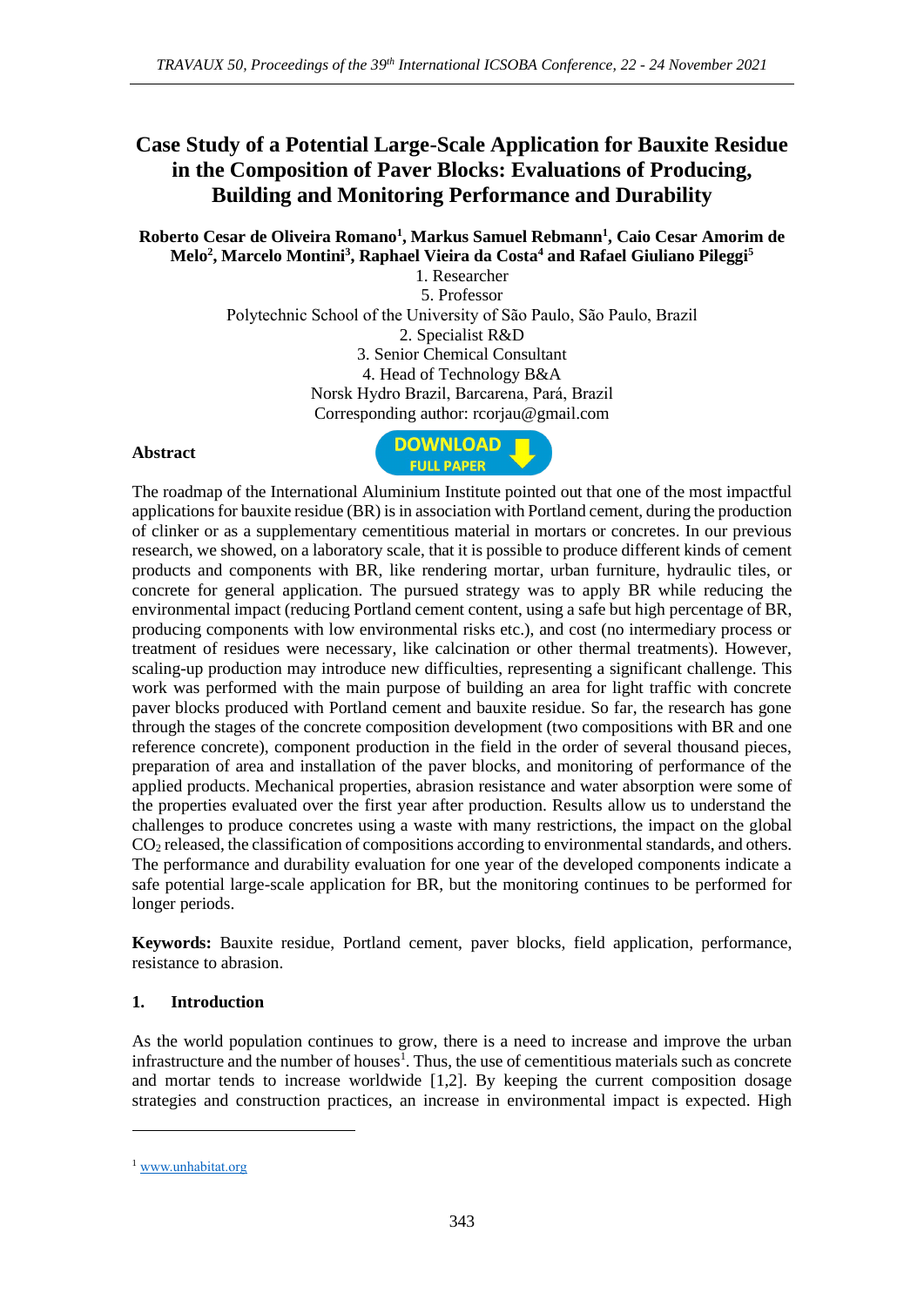# Case Study of a Potential Large-Scale Application for Bauxite Residue in the Composition of Paver Blocks: Evaluations of Producing, Building and Monitoring Performance and Durability

**Roberto Cesar de Oliveira Romano[1], Markus Samuel Rebmann[1], Caio Cesar Amorim de Melo[2], Marcelo Montini[3], Raphael Vieira da Costa[4] and Rafael Giuliano Pileggi[5]**

1. Researcher
5. Professor

Polytechnic School of the University of São Paulo, São Paulo, Brazil

2. Specialist R&D
3. Senior Chemical Consultant
4. Head of Technology B&A

Norsk Hydro Brazil, Barcarena, Pará, Brazil

Corresponding author: rcorjau@gmail.com

## Abstract

DOWNLOAD FULL PAPER

The roadmap of the International Aluminium Institute pointed out that one of the most impactful applications for bauxite residue (BR) is in association with Portland cement, during the production of clinker or as a supplementary cementitious material in mortars or concretes. In our previous research, we showed, on a laboratory scale, that it is possible to produce different kinds of cement products and components with BR, like rendering mortar, urban furniture, hydraulic tiles, or concrete for general application. The pursued strategy was to apply BR while reducing the environmental impact (reducing Portland cement content, using a safe but high percentage of BR, producing components with low environmental risks etc.), and cost (no intermediary process or treatment of residues were necessary, like calcination or other thermal treatments). However, scaling-up production may introduce new difficulties, representing a significant challenge. This work was performed with the main purpose of building an area for light traffic with concrete paver blocks produced with Portland cement and bauxite residue. So far, the research has gone through the stages of the concrete composition development (two compositions with BR and one reference concrete), component production in the field in the order of several thousand pieces, preparation of area and installation of the paver blocks, and monitoring of performance of the applied products. Mechanical properties, abrasion resistance and water absorption were some of the properties evaluated over the first year after production. Results allow us to understand the challenges to produce concretes using a waste with many restrictions, the impact on the global $CO_2$ released, the classification of compositions according to environmental standards, and others. The performance and durability evaluation for one year of the developed components indicate a safe potential large-scale application for BR, but the monitoring continues to be performed for longer periods.

**Keywords:** Bauxite residue, Portland cement, paver blocks, field application, performance, resistance to abrasion.

## 1. Introduction

As the world population continues to grow, there is a need to increase and improve the urban infrastructure and the number of houses[1]. Thus, the use of cementitious materials such as concrete and mortar tends to increase worldwide [1,2]. By keeping the current composition dosage strategies and construction practices, an increase in environmental impact is expected. High

[1] www.unhabitat.org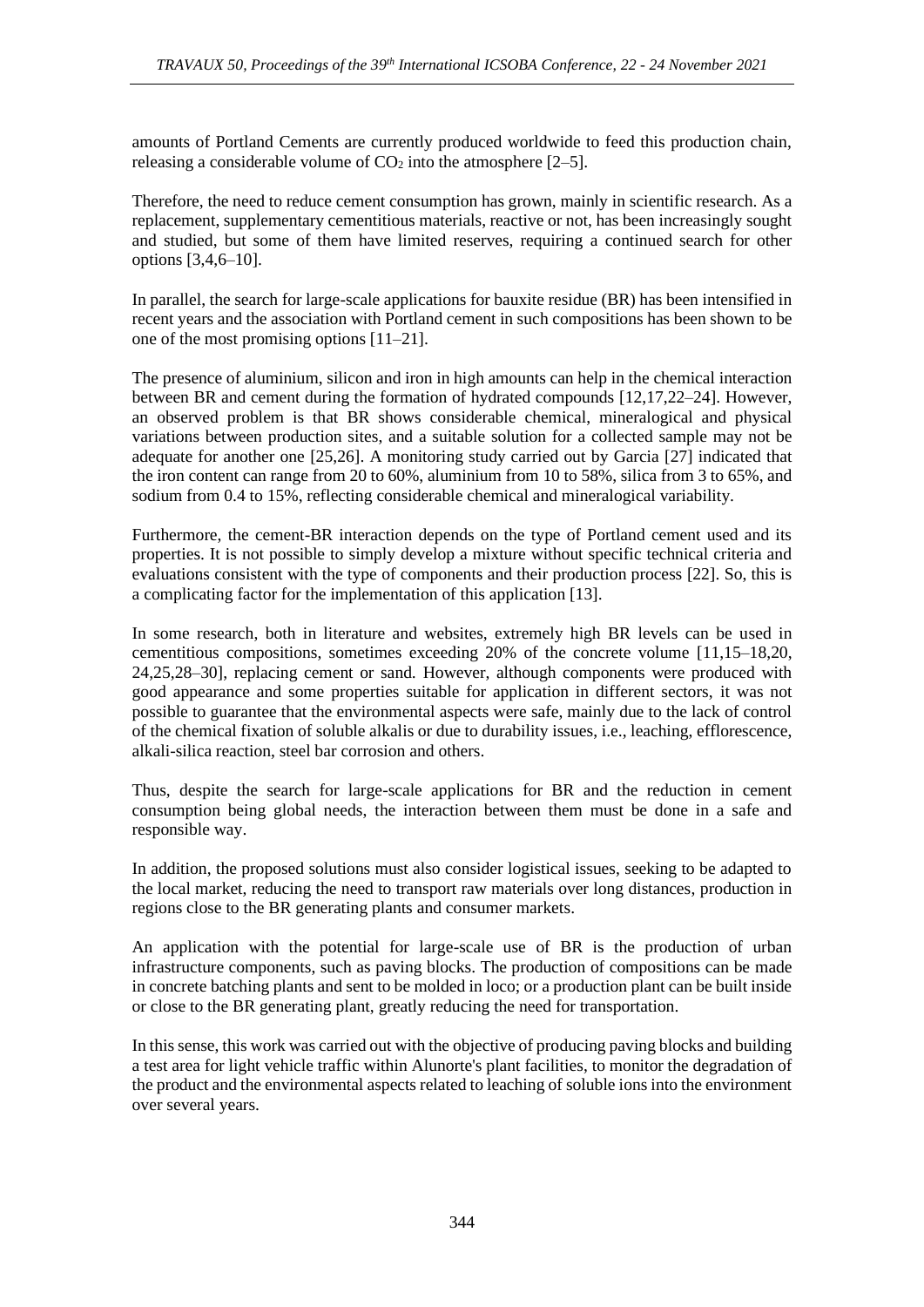amounts of Portland Cements are currently produced worldwide to feed this production chain, releasing a considerable volume of $CO_2$ into the atmosphere [2–5].

Therefore, the need to reduce cement consumption has grown, mainly in scientific research. As a replacement, supplementary cementitious materials, reactive or not, has been increasingly sought and studied, but some of them have limited reserves, requiring a continued search for other options [3,4,6–10].

In parallel, the search for large-scale applications for bauxite residue (BR) has been intensified in recent years and the association with Portland cement in such compositions has been shown to be one of the most promising options [11–21].

The presence of aluminium, silicon and iron in high amounts can help in the chemical interaction between BR and cement during the formation of hydrated compounds [12,17,22–24]. However, an observed problem is that BR shows considerable chemical, mineralogical and physical variations between production sites, and a suitable solution for a collected sample may not be adequate for another one [25,26]. A monitoring study carried out by Garcia [27] indicated that the iron content can range from 20 to 60%, aluminium from 10 to 58%, silica from 3 to 65%, and sodium from 0.4 to 15%, reflecting considerable chemical and mineralogical variability.

Furthermore, the cement-BR interaction depends on the type of Portland cement used and its properties. It is not possible to simply develop a mixture without specific technical criteria and evaluations consistent with the type of components and their production process [22]. So, this is a complicating factor for the implementation of this application [13].

In some research, both in literature and websites, extremely high BR levels can be used in cementitious compositions, sometimes exceeding 20% of the concrete volume [11,15–18,20, 24,25,28–30], replacing cement or sand. However, although components were produced with good appearance and some properties suitable for application in different sectors, it was not possible to guarantee that the environmental aspects were safe, mainly due to the lack of control of the chemical fixation of soluble alkalis or due to durability issues, i.e., leaching, efflorescence, alkali-silica reaction, steel bar corrosion and others.

Thus, despite the search for large-scale applications for BR and the reduction in cement consumption being global needs, the interaction between them must be done in a safe and responsible way.

In addition, the proposed solutions must also consider logistical issues, seeking to be adapted to the local market, reducing the need to transport raw materials over long distances, production in regions close to the BR generating plants and consumer markets.

An application with the potential for large-scale use of BR is the production of urban infrastructure components, such as paving blocks. The production of compositions can be made in concrete batching plants and sent to be molded in loco; or a production plant can be built inside or close to the BR generating plant, greatly reducing the need for transportation.

In this sense, this work was carried out with the objective of producing paving blocks and building a test area for light vehicle traffic within Alunorte's plant facilities, to monitor the degradation of the product and the environmental aspects related to leaching of soluble ions into the environment over several years.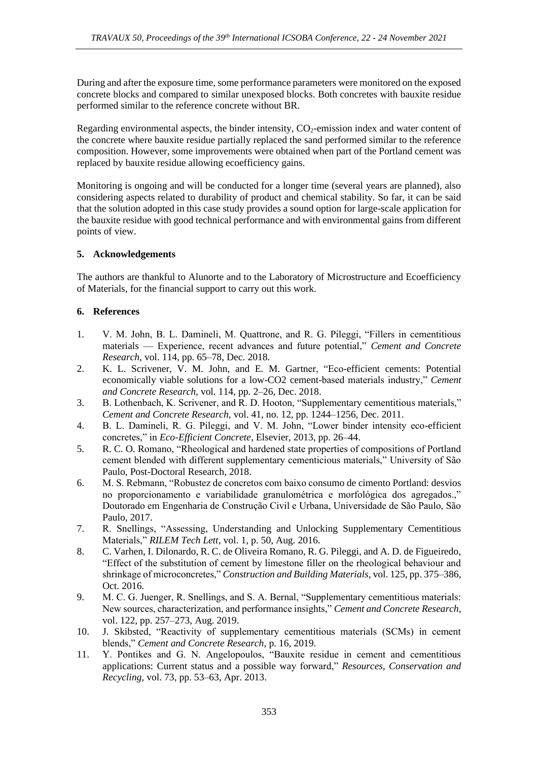During and after the exposure time, some performance parameters were monitored on the exposed concrete blocks and compared to similar unexposed blocks. Both concretes with bauxite residue performed similar to the reference concrete without BR.

Regarding environmental aspects, the binder intensity, $CO_2$-emission index and water content of the concrete where bauxite residue partially replaced the sand performed similar to the reference composition. However, some improvements were obtained when part of the Portland cement was replaced by bauxite residue allowing ecoefficiency gains.

Monitoring is ongoing and will be conducted for a longer time (several years are planned), also considering aspects related to durability of product and chemical stability. So far, it can be said that the solution adopted in this case study provides a sound option for large-scale application for the bauxite residue with good technical performance and with environmental gains from different points of view.

## 5. Acknowledgements

The authors are thankful to Alunorte and to the Laboratory of Microstructure and Ecoefficiency of Materials, for the financial support to carry out this work.

## 6. References

1. V. M. John, B. L. Damineli, M. Quattrone, and R. G. Pileggi, "Fillers in cementitious materials — Experience, recent advances and future potential," *Cement and Concrete Research*, vol. 114, pp. 65–78, Dec. 2018.
2. K. L. Scrivener, V. M. John, and E. M. Gartner, "Eco-efficient cements: Potential economically viable solutions for a low-CO2 cement-based materials industry," *Cement and Concrete Research*, vol. 114, pp. 2–26, Dec. 2018.
3. B. Lothenbach, K. Scrivener, and R. D. Hooton, "Supplementary cementitious materials," *Cement and Concrete Research*, vol. 41, no. 12, pp. 1244–1256, Dec. 2011.
4. B. L. Damineli, R. G. Pileggi, and V. M. John, "Lower binder intensity eco-efficient concretes," in *Eco-Efficient Concrete*, Elsevier, 2013, pp. 26–44.
5. R. C. O. Romano, "Rheological and hardened state properties of compositions of Portland cement blended with different supplementary cementicious materials," University of São Paulo, Post-Doctoral Research, 2018.
6. M. S. Rebmann, "Robustez de concretos com baixo consumo de cimento Portland: desvios no proporcionamento e variabilidade granulométrica e morfológica dos agregados.," Doutorado em Engenharia de Construção Civil e Urbana, Universidade de São Paulo, São Paulo, 2017.
7. R. Snellings, "Assessing, Understanding and Unlocking Supplementary Cementitious Materials," *RILEM Tech Lett*, vol. 1, p. 50, Aug. 2016.
8. C. Varhen, I. Dilonardo, R. C. de Oliveira Romano, R. G. Pileggi, and A. D. de Figueiredo, "Effect of the substitution of cement by limestone filler on the rheological behaviour and shrinkage of microconcretes," *Construction and Building Materials*, vol. 125, pp. 375–386, Oct. 2016.
9. M. C. G. Juenger, R. Snellings, and S. A. Bernal, "Supplementary cementitious materials: New sources, characterization, and performance insights," *Cement and Concrete Research*, vol. 122, pp. 257–273, Aug. 2019.
10. J. Skibsted, "Reactivity of supplementary cementitious materials (SCMs) in cement blends," *Cement and Concrete Research*, p. 16, 2019.
11. Y. Pontikes and G. N. Angelopoulos, "Bauxite residue in cement and cementitious applications: Current status and a possible way forward," *Resources, Conservation and Recycling*, vol. 73, pp. 53–63, Apr. 2013.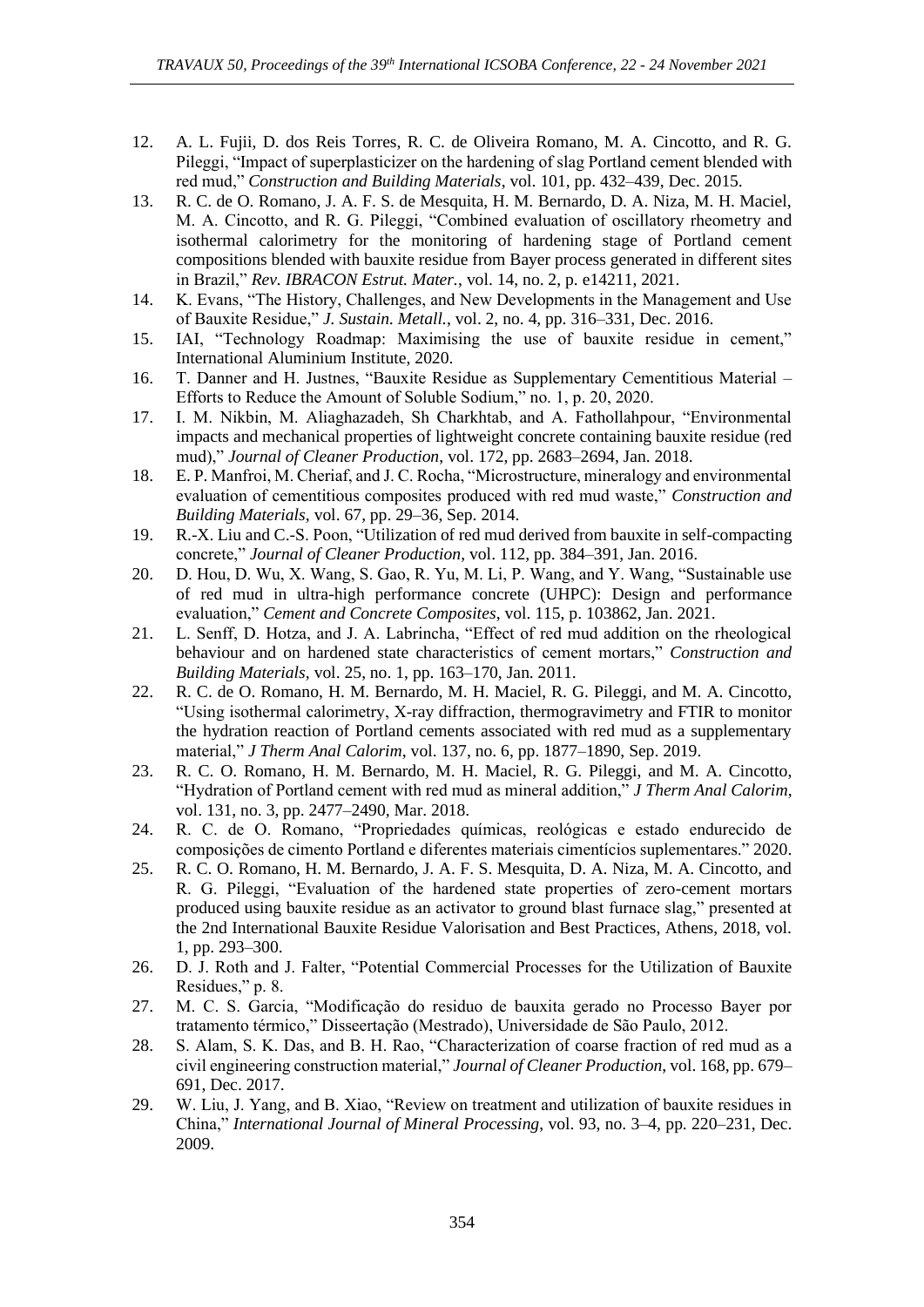12. A. L. Fujii, D. dos Reis Torres, R. C. de Oliveira Romano, M. A. Cincotto, and R. G. Pileggi, "Impact of superplasticizer on the hardening of slag Portland cement blended with red mud," *Construction and Building Materials*, vol. 101, pp. 432–439, Dec. 2015.
13. R. C. de O. Romano, J. A. F. S. de Mesquita, H. M. Bernardo, D. A. Niza, M. H. Maciel, M. A. Cincotto, and R. G. Pileggi, "Combined evaluation of oscillatory rheometry and isothermal calorimetry for the monitoring of hardening stage of Portland cement compositions blended with bauxite residue from Bayer process generated in different sites in Brazil," *Rev. IBRACON Estrut. Mater.*, vol. 14, no. 2, p. e14211, 2021.
14. K. Evans, "The History, Challenges, and New Developments in the Management and Use of Bauxite Residue," *J. Sustain. Metall.*, vol. 2, no. 4, pp. 316–331, Dec. 2016.
15. IAI, "Technology Roadmap: Maximising the use of bauxite residue in cement," International Aluminium Institute, 2020.
16. T. Danner and H. Justnes, "Bauxite Residue as Supplementary Cementitious Material – Efforts to Reduce the Amount of Soluble Sodium," no. 1, p. 20, 2020.
17. I. M. Nikbin, M. Aliaghazadeh, Sh Charkhtab, and A. Fathollahpour, "Environmental impacts and mechanical properties of lightweight concrete containing bauxite residue (red mud)," *Journal of Cleaner Production*, vol. 172, pp. 2683–2694, Jan. 2018.
18. E. P. Manfroi, M. Cheriaf, and J. C. Rocha, "Microstructure, mineralogy and environmental evaluation of cementitious composites produced with red mud waste," *Construction and Building Materials*, vol. 67, pp. 29–36, Sep. 2014.
19. R.-X. Liu and C.-S. Poon, "Utilization of red mud derived from bauxite in self-compacting concrete," *Journal of Cleaner Production*, vol. 112, pp. 384–391, Jan. 2016.
20. D. Hou, D. Wu, X. Wang, S. Gao, R. Yu, M. Li, P. Wang, and Y. Wang, "Sustainable use of red mud in ultra-high performance concrete (UHPC): Design and performance evaluation," *Cement and Concrete Composites*, vol. 115, p. 103862, Jan. 2021.
21. L. Senff, D. Hotza, and J. A. Labrincha, "Effect of red mud addition on the rheological behaviour and on hardened state characteristics of cement mortars," *Construction and Building Materials*, vol. 25, no. 1, pp. 163–170, Jan. 2011.
22. R. C. de O. Romano, H. M. Bernardo, M. H. Maciel, R. G. Pileggi, and M. A. Cincotto, "Using isothermal calorimetry, X-ray diffraction, thermogravimetry and FTIR to monitor the hydration reaction of Portland cements associated with red mud as a supplementary material," *J Therm Anal Calorim*, vol. 137, no. 6, pp. 1877–1890, Sep. 2019.
23. R. C. O. Romano, H. M. Bernardo, M. H. Maciel, R. G. Pileggi, and M. A. Cincotto, "Hydration of Portland cement with red mud as mineral addition," *J Therm Anal Calorim*, vol. 131, no. 3, pp. 2477–2490, Mar. 2018.
24. R. C. de O. Romano, "Propriedades químicas, reológicas e estado endurecido de composições de cimento Portland e diferentes materiais cimentícios suplementares." 2020.
25. R. C. O. Romano, H. M. Bernardo, J. A. F. S. Mesquita, D. A. Niza, M. A. Cincotto, and R. G. Pileggi, "Evaluation of the hardened state properties of zero-cement mortars produced using bauxite residue as an activator to ground blast furnace slag," presented at the 2nd International Bauxite Residue Valorisation and Best Practices, Athens, 2018, vol. 1, pp. 293–300.
26. D. J. Roth and J. Falter, "Potential Commercial Processes for the Utilization of Bauxite Residues," p. 8.
27. M. C. S. Garcia, "Modificação do residuo de bauxita gerado no Processo Bayer por tratamento térmico," Disseertação (Mestrado), Universidade de São Paulo, 2012.
28. S. Alam, S. K. Das, and B. H. Rao, "Characterization of coarse fraction of red mud as a civil engineering construction material," *Journal of Cleaner Production*, vol. 168, pp. 679–691, Dec. 2017.
29. W. Liu, J. Yang, and B. Xiao, "Review on treatment and utilization of bauxite residues in China," *International Journal of Mineral Processing*, vol. 93, no. 3–4, pp. 220–231, Dec. 2009.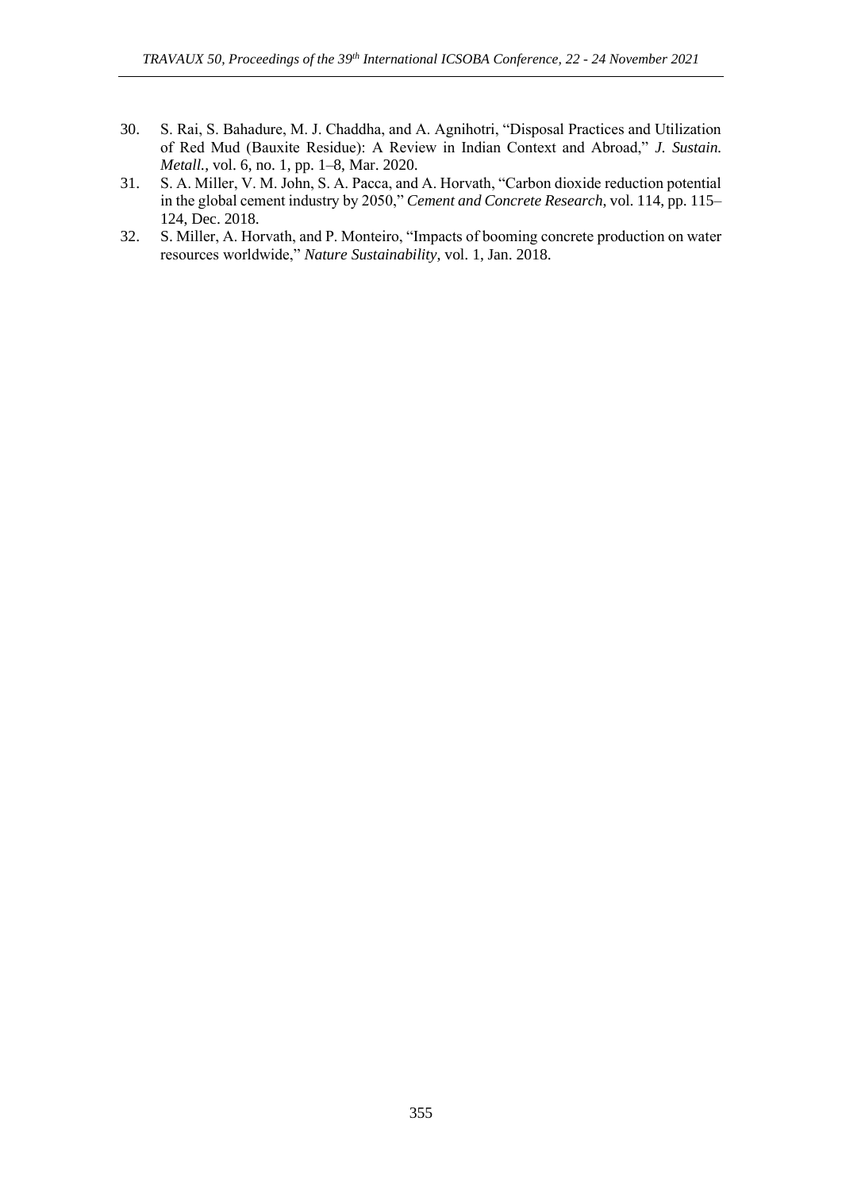30. S. Rai, S. Bahadure, M. J. Chaddha, and A. Agnihotri, "Disposal Practices and Utilization of Red Mud (Bauxite Residue): A Review in Indian Context and Abroad," *J. Sustain. Metall.*, vol. 6, no. 1, pp. 1–8, Mar. 2020.
31. S. A. Miller, V. M. John, S. A. Pacca, and A. Horvath, "Carbon dioxide reduction potential in the global cement industry by 2050," *Cement and Concrete Research*, vol. 114, pp. 115–124, Dec. 2018.
32. S. Miller, A. Horvath, and P. Monteiro, "Impacts of booming concrete production on water resources worldwide," *Nature Sustainability*, vol. 1, Jan. 2018.